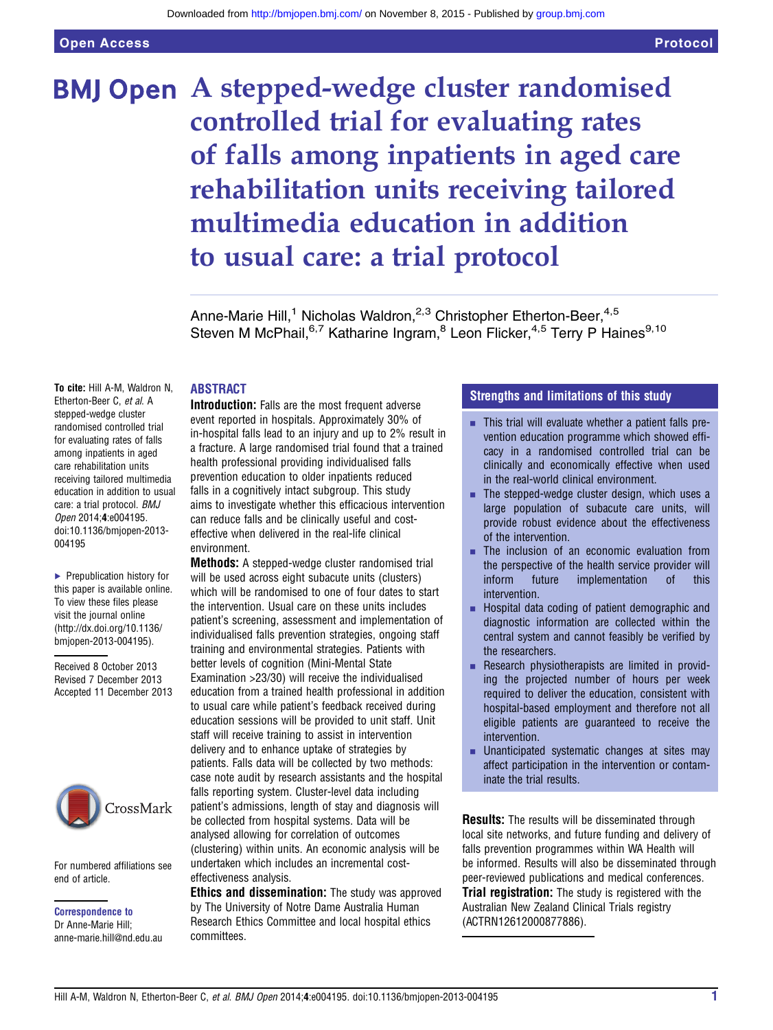# A stepped-wedge cluster randomised controlled trial for evaluating rates of falls among inpatients in aged care rehabilitation units receiving tailored multimedia education in addition to usual care: a trial protocol

Anne-Marie Hill,[1] Nicholas Waldron,[2,3] Christopher Etherton-Beer,[4,5] Steven M McPhail,[6,7] Katharine Ingram,[8] Leon Flicker,[4,5] Terry P Haines[9,10]

**To cite:** Hill A-M, Waldron N, Etherton-Beer C, *et al*. A stepped-wedge cluster randomised controlled trial for evaluating rates of falls among inpatients in aged care rehabilitation units receiving tailored multimedia education in addition to usual care: a trial protocol. *BMJ Open* 2014;**4**:e004195. doi:10.1136/bmjopen-2013-004195

► Prepublication history for this paper is available online. To view these files please visit the journal online (http://dx.doi.org/10.1136/bmjopen-2013-004195).

Received 8 October 2013
Revised 7 December 2013
Accepted 11 December 2013

For numbered affiliations see end of article.

**Correspondence to**
Dr Anne-Marie Hill;
anne-marie.hill@nd.edu.au

## ABSTRACT

**Introduction:** Falls are the most frequent adverse event reported in hospitals. Approximately 30% of in-hospital falls lead to an injury and up to 2% result in a fracture. A large randomised trial found that a trained health professional providing individualised falls prevention education to older inpatients reduced falls in a cognitively intact subgroup. This study aims to investigate whether this efficacious intervention can reduce falls and be clinically useful and cost-effective when delivered in the real-life clinical environment.

**Methods:** A stepped-wedge cluster randomised trial will be used across eight subacute units (clusters) which will be randomised to one of four dates to start the intervention. Usual care on these units includes patient's screening, assessment and implementation of individualised falls prevention strategies, ongoing staff training and environmental strategies. Patients with better levels of cognition (Mini-Mental State Examination >23/30) will receive the individualised education from a trained health professional in addition to usual care while patient's feedback received during education sessions will be provided to unit staff. Unit staff will receive training to assist in intervention delivery and to enhance uptake of strategies by patients. Falls data will be collected by two methods: case note audit by research assistants and the hospital falls reporting system. Cluster-level data including patient's admissions, length of stay and diagnosis will be collected from hospital systems. Data will be analysed allowing for correlation of outcomes (clustering) within units. An economic analysis will be undertaken which includes an incremental cost-effectiveness analysis.

**Ethics and dissemination:** The study was approved by The University of Notre Dame Australia Human Research Ethics Committee and local hospital ethics committees.

**Results:** The results will be disseminated through local site networks, and future funding and delivery of falls prevention programmes within WA Health will be informed. Results will also be disseminated through peer-reviewed publications and medical conferences.

**Trial registration:** The study is registered with the Australian New Zealand Clinical Trials registry (ACTRN12612000877886).

## Strengths and limitations of this study

- This trial will evaluate whether a patient falls prevention education programme which showed efficacy in a randomised controlled trial can be clinically and economically effective when used in the real-world clinical environment.
- The stepped-wedge cluster design, which uses a large population of subacute care units, will provide robust evidence about the effectiveness of the intervention.
- The inclusion of an economic evaluation from the perspective of the health service provider will inform future implementation of this intervention.
- Hospital data coding of patient demographic and diagnostic information are collected within the central system and cannot feasibly be verified by the researchers.
- Research physiotherapists are limited in providing the projected number of hours per week required to deliver the education, consistent with hospital-based employment and therefore not all eligible patients are guaranteed to receive the intervention.
- Unanticipated systematic changes at sites may affect participation in the intervention or contaminate the trial results.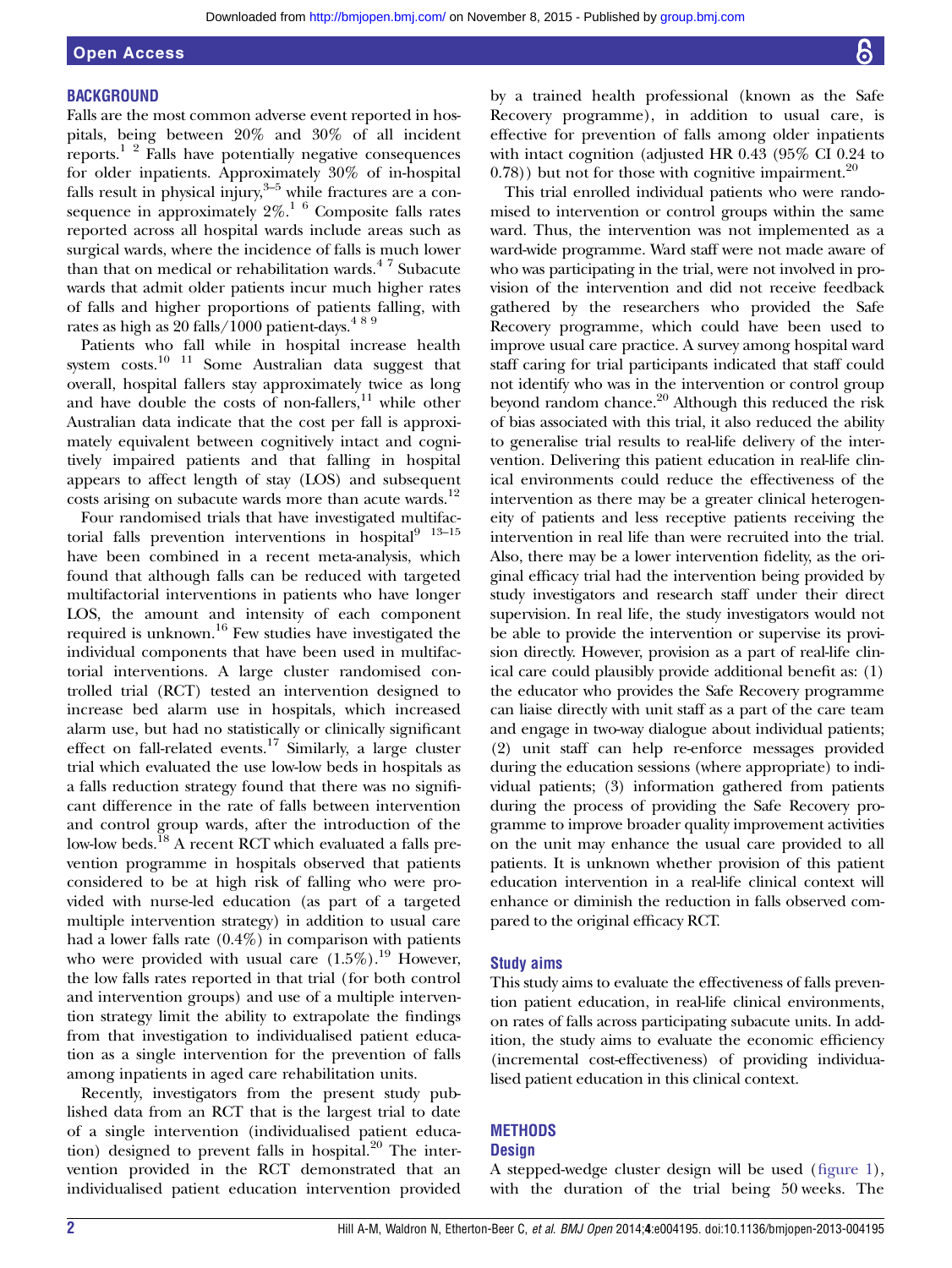## BACKGROUND

Falls are the most common adverse event reported in hospitals, being between 20% and 30% of all incident reports.[1 2] Falls have potentially negative consequences for older inpatients. Approximately 30% of in-hospital falls result in physical injury,[3–5] while fractures are a consequence in approximately 2%.[1 6] Composite falls rates reported across all hospital wards include areas such as surgical wards, where the incidence of falls is much lower than that on medical or rehabilitation wards.[4 7] Subacute wards that admit older patients incur much higher rates of falls and higher proportions of patients falling, with rates as high as 20 falls/1000 patient-days.[4 8 9]

Patients who fall while in hospital increase health system costs.[10 11] Some Australian data suggest that overall, hospital fallers stay approximately twice as long and have double the costs of non-fallers,[11] while other Australian data indicate that the cost per fall is approximately equivalent between cognitively intact and cognitively impaired patients and that falling in hospital appears to affect length of stay (LOS) and subsequent costs arising on subacute wards more than acute wards.[12]

Four randomised trials that have investigated multifactorial falls prevention interventions in hospital[9 13–15] have been combined in a recent meta-analysis, which found that although falls can be reduced with targeted multifactorial interventions in patients who have longer LOS, the amount and intensity of each component required is unknown.[16] Few studies have investigated the individual components that have been used in multifactorial interventions. A large cluster randomised controlled trial (RCT) tested an intervention designed to increase bed alarm use in hospitals, which increased alarm use, but had no statistically or clinically significant effect on fall-related events.[17] Similarly, a large cluster trial which evaluated the use low-low beds in hospitals as a falls reduction strategy found that there was no significant difference in the rate of falls between intervention and control group wards, after the introduction of the low-low beds.[18] A recent RCT which evaluated a falls prevention programme in hospitals observed that patients considered to be at high risk of falling who were provided with nurse-led education (as part of a targeted multiple intervention strategy) in addition to usual care had a lower falls rate (0.4%) in comparison with patients who were provided with usual care (1.5%).[19] However, the low falls rates reported in that trial (for both control and intervention groups) and use of a multiple intervention strategy limit the ability to extrapolate the findings from that investigation to individualised patient education as a single intervention for the prevention of falls among inpatients in aged care rehabilitation units.

Recently, investigators from the present study published data from an RCT that is the largest trial to date of a single intervention (individualised patient education) designed to prevent falls in hospital.[20] The intervention provided in the RCT demonstrated that an individualised patient education intervention provided by a trained health professional (known as the Safe Recovery programme), in addition to usual care, is effective for prevention of falls among older inpatients with intact cognition (adjusted HR 0.43 (95% CI 0.24 to 0.78)) but not for those with cognitive impairment.[20]

This trial enrolled individual patients who were randomised to intervention or control groups within the same ward. Thus, the intervention was not implemented as a ward-wide programme. Ward staff were not made aware of who was participating in the trial, were not involved in provision of the intervention and did not receive feedback gathered by the researchers who provided the Safe Recovery programme, which could have been used to improve usual care practice. A survey among hospital ward staff caring for trial participants indicated that staff could not identify who was in the intervention or control group beyond random chance.[20] Although this reduced the risk of bias associated with this trial, it also reduced the ability to generalise trial results to real-life delivery of the intervention. Delivering this patient education in real-life clinical environments could reduce the effectiveness of the intervention as there may be a greater clinical heterogeneity of patients and less receptive patients receiving the intervention in real life than were recruited into the trial. Also, there may be a lower intervention fidelity, as the original efficacy trial had the intervention being provided by study investigators and research staff under their direct supervision. In real life, the study investigators would not be able to provide the intervention or supervise its provision directly. However, provision as a part of real-life clinical care could plausibly provide additional benefit as: (1) the educator who provides the Safe Recovery programme can liaise directly with unit staff as a part of the care team and engage in two-way dialogue about individual patients; (2) unit staff can help re-enforce messages provided during the education sessions (where appropriate) to individual patients; (3) information gathered from patients during the process of providing the Safe Recovery programme to improve broader quality improvement activities on the unit may enhance the usual care provided to all patients. It is unknown whether provision of this patient education intervention in a real-life clinical context will enhance or diminish the reduction in falls observed compared to the original efficacy RCT.

### Study aims

This study aims to evaluate the effectiveness of falls prevention patient education, in real-life clinical environments, on rates of falls across participating subacute units. In addition, the study aims to evaluate the economic efficiency (incremental cost-effectiveness) of providing individualised patient education in this clinical context.

## METHODS

### Design

A stepped-wedge cluster design will be used (figure 1), with the duration of the trial being 50 weeks. The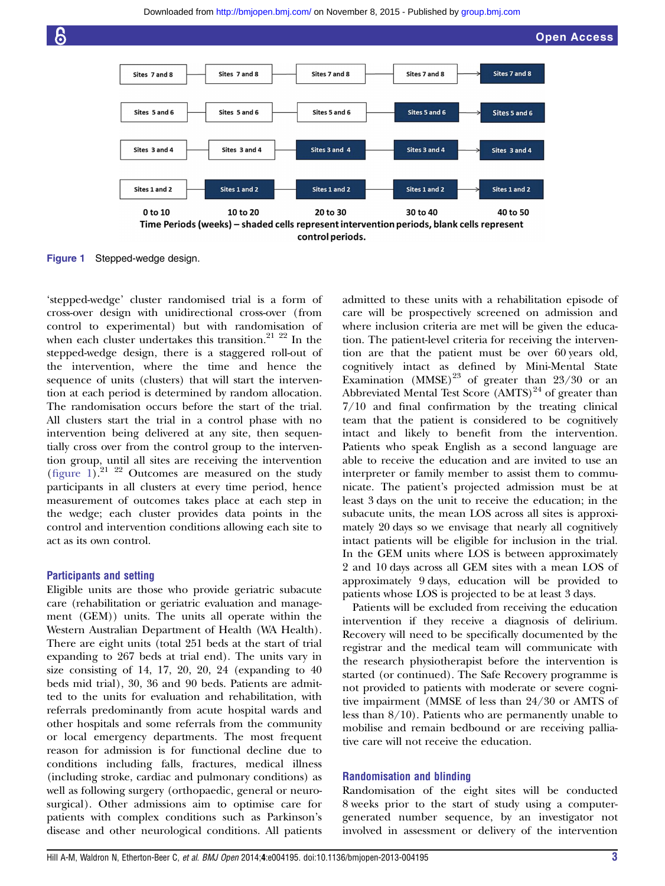| | 0 to 10 | 10 to 20 | 20 to 30 | 30 to 40 | 40 to 50 |
|---|---|---|---|---|---|
| | Sites 7 and 8 | Sites 7 and 8 | Sites 7 and 8 | Sites 7 and 8 | **Sites 7 and 8** |
| | Sites 5 and 6 | Sites 5 and 6 | Sites 5 and 6 | **Sites 5 and 6** | **Sites 5 and 6** |
| | Sites 3 and 4 | Sites 3 and 4 | **Sites 3 and 4** | **Sites 3 and 4** | **Sites 3 and 4** |
| | Sites 1 and 2 | **Sites 1 and 2** | **Sites 1 and 2** | **Sites 1 and 2** | **Sites 1 and 2** |

Time Periods (weeks) – shaded cells represent intervention periods, blank cells represent control periods.

**Figure 1** Stepped-wedge design.

'stepped-wedge' cluster randomised trial is a form of cross-over design with unidirectional cross-over (from control to experimental) but with randomisation of when each cluster undertakes this transition.[21 22] In the stepped-wedge design, there is a staggered roll-out of the intervention, where the time and hence the sequence of units (clusters) that will start the intervention at each period is determined by random allocation. The randomisation occurs before the start of the trial. All clusters start the trial in a control phase with no intervention being delivered at any site, then sequentially cross over from the control group to the intervention group, until all sites are receiving the intervention (figure 1).[21 22] Outcomes are measured on the study participants in all clusters at every time period, hence measurement of outcomes takes place at each step in the wedge; each cluster provides data points in the control and intervention conditions allowing each site to act as its own control.

## Participants and setting

Eligible units are those who provide geriatric subacute care (rehabilitation or geriatric evaluation and management (GEM)) units. The units all operate within the Western Australian Department of Health (WA Health). There are eight units (total 251 beds at the start of trial expanding to 267 beds at trial end). The units vary in size consisting of 14, 17, 20, 20, 24 (expanding to 40 beds mid trial), 30, 36 and 90 beds. Patients are admitted to the units for evaluation and rehabilitation, with referrals predominantly from acute hospital wards and other hospitals and some referrals from the community or local emergency departments. The most frequent reason for admission is for functional decline due to conditions including falls, fractures, medical illness (including stroke, cardiac and pulmonary conditions) as well as following surgery (orthopaedic, general or neurosurgical). Other admissions aim to optimise care for patients with complex conditions such as Parkinson's disease and other neurological conditions. All patients admitted to these units with a rehabilitation episode of care will be prospectively screened on admission and where inclusion criteria are met will be given the education. The patient-level criteria for receiving the intervention are that the patient must be over 60 years old, cognitively intact as defined by Mini-Mental State Examination (MMSE)[23] of greater than 23/30 or an Abbreviated Mental Test Score (AMTS)[24] of greater than 7/10 and final confirmation by the treating clinical team that the patient is considered to be cognitively intact and likely to benefit from the intervention. Patients who speak English as a second language are able to receive the education and are invited to use an interpreter or family member to assist them to communicate. The patient's projected admission must be at least 3 days on the unit to receive the education; in the subacute units, the mean LOS across all sites is approximately 20 days so we envisage that nearly all cognitively intact patients will be eligible for inclusion in the trial. In the GEM units where LOS is between approximately 2 and 10 days across all GEM sites with a mean LOS of approximately 9 days, education will be provided to patients whose LOS is projected to be at least 3 days.

Patients will be excluded from receiving the education intervention if they receive a diagnosis of delirium. Recovery will need to be specifically documented by the registrar and the medical team will communicate with the research physiotherapist before the intervention is started (or continued). The Safe Recovery programme is not provided to patients with moderate or severe cognitive impairment (MMSE of less than 24/30 or AMTS of less than 8/10). Patients who are permanently unable to mobilise and remain bedbound or are receiving palliative care will not receive the education.

## Randomisation and blinding

Randomisation of the eight sites will be conducted 8 weeks prior to the start of study using a computer-generated number sequence, by an investigator not involved in assessment or delivery of the intervention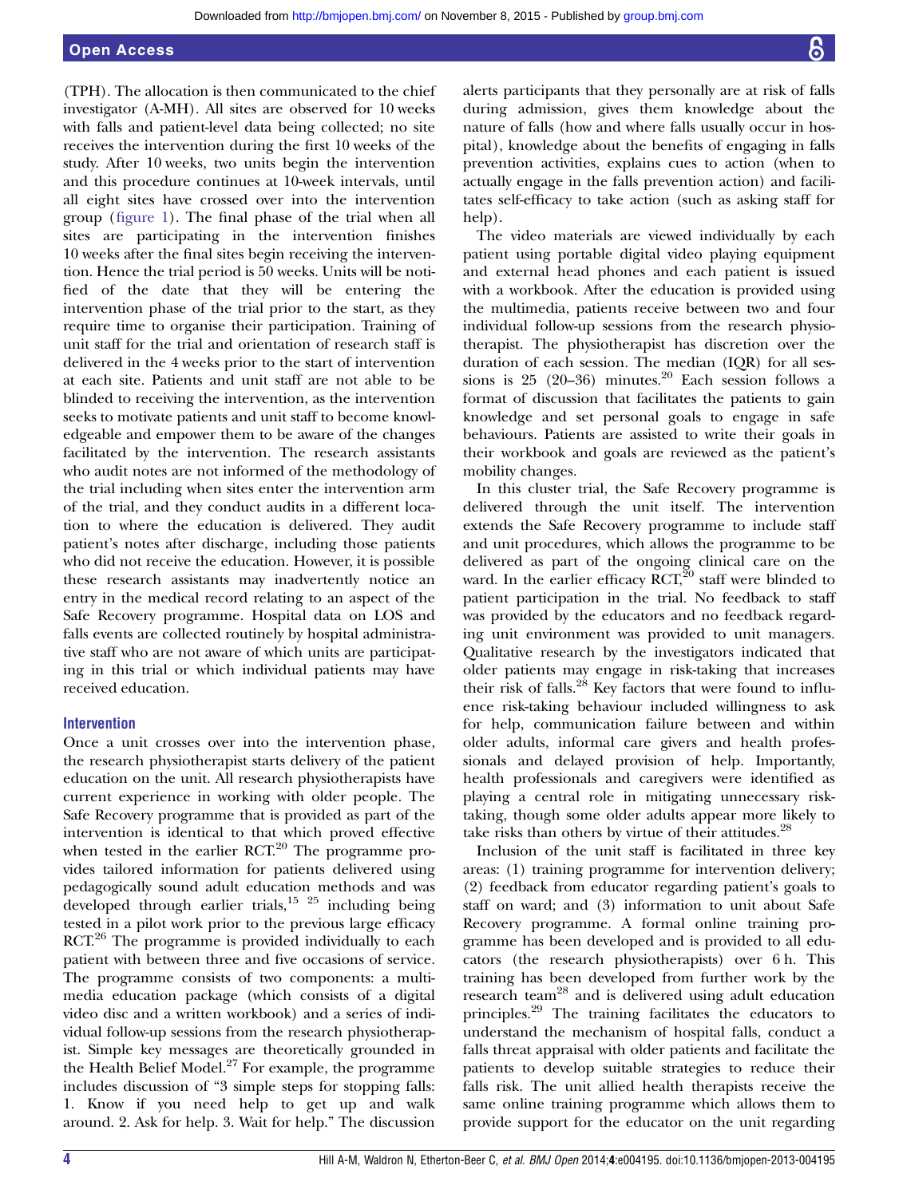(TPH). The allocation is then communicated to the chief investigator (A-MH). All sites are observed for 10 weeks with falls and patient-level data being collected; no site receives the intervention during the first 10 weeks of the study. After 10 weeks, two units begin the intervention and this procedure continues at 10-week intervals, until all eight sites have crossed over into the intervention group (figure 1). The final phase of the trial when all sites are participating in the intervention finishes 10 weeks after the final sites begin receiving the intervention. Hence the trial period is 50 weeks. Units will be notified of the date that they will be entering the intervention phase of the trial prior to the start, as they require time to organise their participation. Training of unit staff for the trial and orientation of research staff is delivered in the 4 weeks prior to the start of intervention at each site. Patients and unit staff are not able to be blinded to receiving the intervention, as the intervention seeks to motivate patients and unit staff to become knowledgeable and empower them to be aware of the changes facilitated by the intervention. The research assistants who audit notes are not informed of the methodology of the trial including when sites enter the intervention arm of the trial, and they conduct audits in a different location to where the education is delivered. They audit patient's notes after discharge, including those patients who did not receive the education. However, it is possible these research assistants may inadvertently notice an entry in the medical record relating to an aspect of the Safe Recovery programme. Hospital data on LOS and falls events are collected routinely by hospital administrative staff who are not aware of which units are participating in this trial or which individual patients may have received education.

### Intervention

Once a unit crosses over into the intervention phase, the research physiotherapist starts delivery of the patient education on the unit. All research physiotherapists have current experience in working with older people. The Safe Recovery programme that is provided as part of the intervention is identical to that which proved effective when tested in the earlier RCT.[20] The programme provides tailored information for patients delivered using pedagogically sound adult education methods and was developed through earlier trials,[15 25] including being tested in a pilot work prior to the previous large efficacy RCT.[26] The programme is provided individually to each patient with between three and five occasions of service. The programme consists of two components: a multimedia education package (which consists of a digital video disc and a written workbook) and a series of individual follow-up sessions from the research physiotherapist. Simple key messages are theoretically grounded in the Health Belief Model.[27] For example, the programme includes discussion of "3 simple steps for stopping falls: 1. Know if you need help to get up and walk around. 2. Ask for help. 3. Wait for help." The discussion alerts participants that they personally are at risk of falls during admission, gives them knowledge about the nature of falls (how and where falls usually occur in hospital), knowledge about the benefits of engaging in falls prevention activities, explains cues to action (when to actually engage in the falls prevention action) and facilitates self-efficacy to take action (such as asking staff for help).

The video materials are viewed individually by each patient using portable digital video playing equipment and external head phones and each patient is issued with a workbook. After the education is provided using the multimedia, patients receive between two and four individual follow-up sessions from the research physiotherapist. The physiotherapist has discretion over the duration of each session. The median (IQR) for all sessions is 25 (20–36) minutes.[20] Each session follows a format of discussion that facilitates the patients to gain knowledge and set personal goals to engage in safe behaviours. Patients are assisted to write their goals in their workbook and goals are reviewed as the patient's mobility changes.

In this cluster trial, the Safe Recovery programme is delivered through the unit itself. The intervention extends the Safe Recovery programme to include staff and unit procedures, which allows the programme to be delivered as part of the ongoing clinical care on the ward. In the earlier efficacy RCT,[20] staff were blinded to patient participation in the trial. No feedback to staff was provided by the educators and no feedback regarding unit environment was provided to unit managers. Qualitative research by the investigators indicated that older patients may engage in risk-taking that increases their risk of falls.[28] Key factors that were found to influence risk-taking behaviour included willingness to ask for help, communication failure between and within older adults, informal care givers and health professionals and delayed provision of help. Importantly, health professionals and caregivers were identified as playing a central role in mitigating unnecessary risk-taking, though some older adults appear more likely to take risks than others by virtue of their attitudes.[28]

Inclusion of the unit staff is facilitated in three key areas: (1) training programme for intervention delivery; (2) feedback from educator regarding patient's goals to staff on ward; and (3) information to unit about Safe Recovery programme. A formal online training programme has been developed and is provided to all educators (the research physiotherapists) over 6 h. This training has been developed from further work by the research team[28] and is delivered using adult education principles.[29] The training facilitates the educators to understand the mechanism of hospital falls, conduct a falls threat appraisal with older patients and facilitate the patients to develop suitable strategies to reduce their falls risk. The unit allied health therapists receive the same online training programme which allows them to provide support for the educator on the unit regarding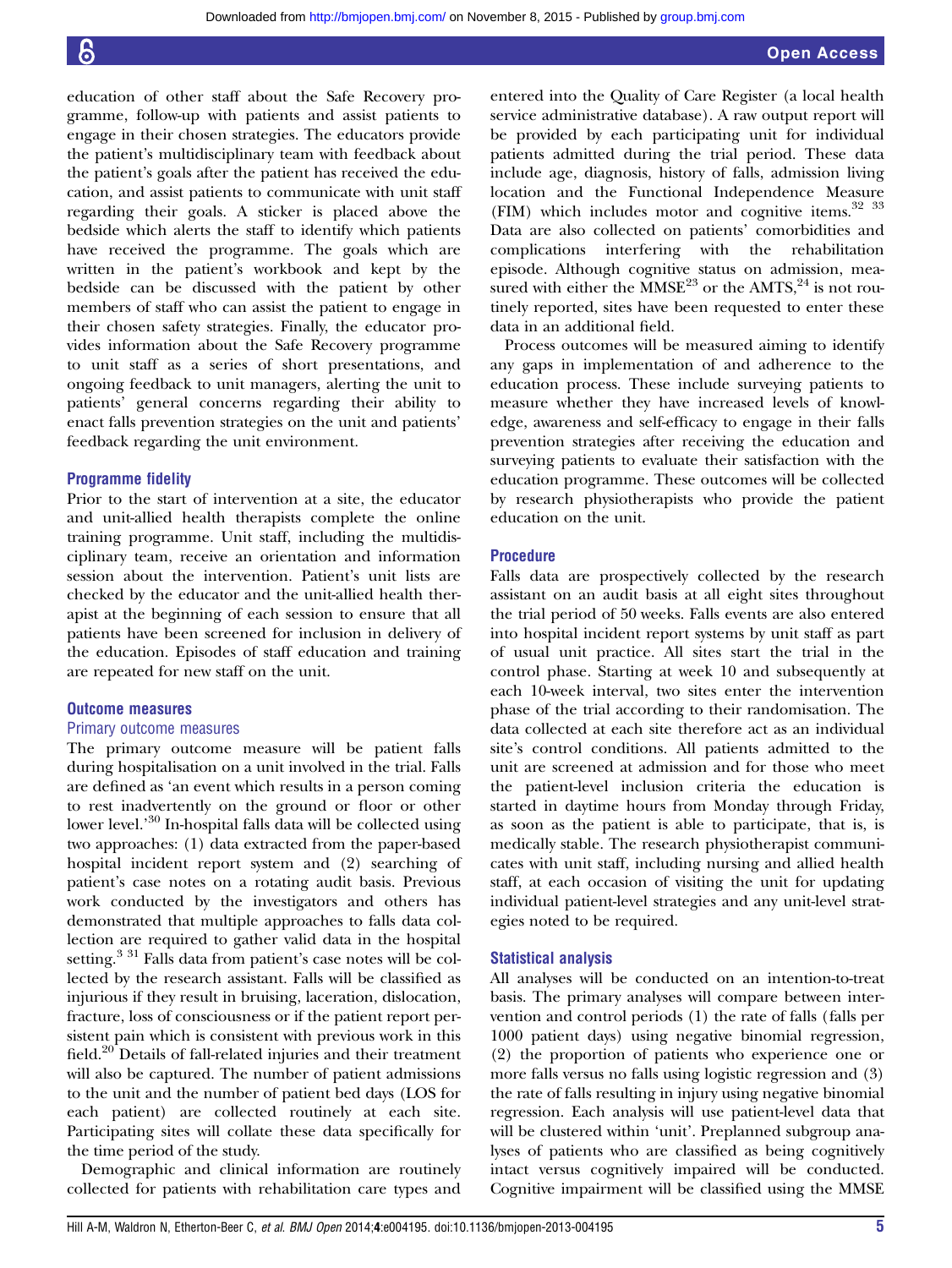education of other staff about the Safe Recovery programme, follow-up with patients and assist patients to engage in their chosen strategies. The educators provide the patient's multidisciplinary team with feedback about the patient's goals after the patient has received the education, and assist patients to communicate with unit staff regarding their goals. A sticker is placed above the bedside which alerts the staff to identify which patients have received the programme. The goals which are written in the patient's workbook and kept by the bedside can be discussed with the patient by other members of staff who can assist the patient to engage in their chosen safety strategies. Finally, the educator provides information about the Safe Recovery programme to unit staff as a series of short presentations, and ongoing feedback to unit managers, alerting the unit to patients' general concerns regarding their ability to enact falls prevention strategies on the unit and patients' feedback regarding the unit environment.

### Programme fidelity

Prior to the start of intervention at a site, the educator and unit-allied health therapists complete the online training programme. Unit staff, including the multidisciplinary team, receive an orientation and information session about the intervention. Patient's unit lists are checked by the educator and the unit-allied health therapist at the beginning of each session to ensure that all patients have been screened for inclusion in delivery of the education. Episodes of staff education and training are repeated for new staff on the unit.

### Outcome measures

#### Primary outcome measures

The primary outcome measure will be patient falls during hospitalisation on a unit involved in the trial. Falls are defined as 'an event which results in a person coming to rest inadvertently on the ground or floor or other lower level.'[30] In-hospital falls data will be collected using two approaches: (1) data extracted from the paper-based hospital incident report system and (2) searching of patient's case notes on a rotating audit basis. Previous work conducted by the investigators and others has demonstrated that multiple approaches to falls data collection are required to gather valid data in the hospital setting.[3 31] Falls data from patient's case notes will be collected by the research assistant. Falls will be classified as injurious if they result in bruising, laceration, dislocation, fracture, loss of consciousness or if the patient report persistent pain which is consistent with previous work in this field.[20] Details of fall-related injuries and their treatment will also be captured. The number of patient admissions to the unit and the number of patient bed days (LOS for each patient) are collected routinely at each site. Participating sites will collate these data specifically for the time period of the study.

Demographic and clinical information are routinely collected for patients with rehabilitation care types and entered into the Quality of Care Register (a local health service administrative database). A raw output report will be provided by each participating unit for individual patients admitted during the trial period. These data include age, diagnosis, history of falls, admission living location and the Functional Independence Measure (FIM) which includes motor and cognitive items.[32 33] Data are also collected on patients' comorbidities and complications interfering with the rehabilitation episode. Although cognitive status on admission, measured with either the MMSE[23] or the AMTS,[24] is not routinely reported, sites have been requested to enter these data in an additional field.

Process outcomes will be measured aiming to identify any gaps in implementation of and adherence to the education process. These include surveying patients to measure whether they have increased levels of knowledge, awareness and self-efficacy to engage in their falls prevention strategies after receiving the education and surveying patients to evaluate their satisfaction with the education programme. These outcomes will be collected by research physiotherapists who provide the patient education on the unit.

### Procedure

Falls data are prospectively collected by the research assistant on an audit basis at all eight sites throughout the trial period of 50 weeks. Falls events are also entered into hospital incident report systems by unit staff as part of usual unit practice. All sites start the trial in the control phase. Starting at week 10 and subsequently at each 10-week interval, two sites enter the intervention phase of the trial according to their randomisation. The data collected at each site therefore act as an individual site's control conditions. All patients admitted to the unit are screened at admission and for those who meet the patient-level inclusion criteria the education is started in daytime hours from Monday through Friday, as soon as the patient is able to participate, that is, is medically stable. The research physiotherapist communicates with unit staff, including nursing and allied health staff, at each occasion of visiting the unit for updating individual patient-level strategies and any unit-level strategies noted to be required.

### Statistical analysis

All analyses will be conducted on an intention-to-treat basis. The primary analyses will compare between intervention and control periods (1) the rate of falls (falls per 1000 patient days) using negative binomial regression, (2) the proportion of patients who experience one or more falls versus no falls using logistic regression and (3) the rate of falls resulting in injury using negative binomial regression. Each analysis will use patient-level data that will be clustered within 'unit'. Preplanned subgroup analyses of patients who are classified as being cognitively intact versus cognitively impaired will be conducted. Cognitive impairment will be classified using the MMSE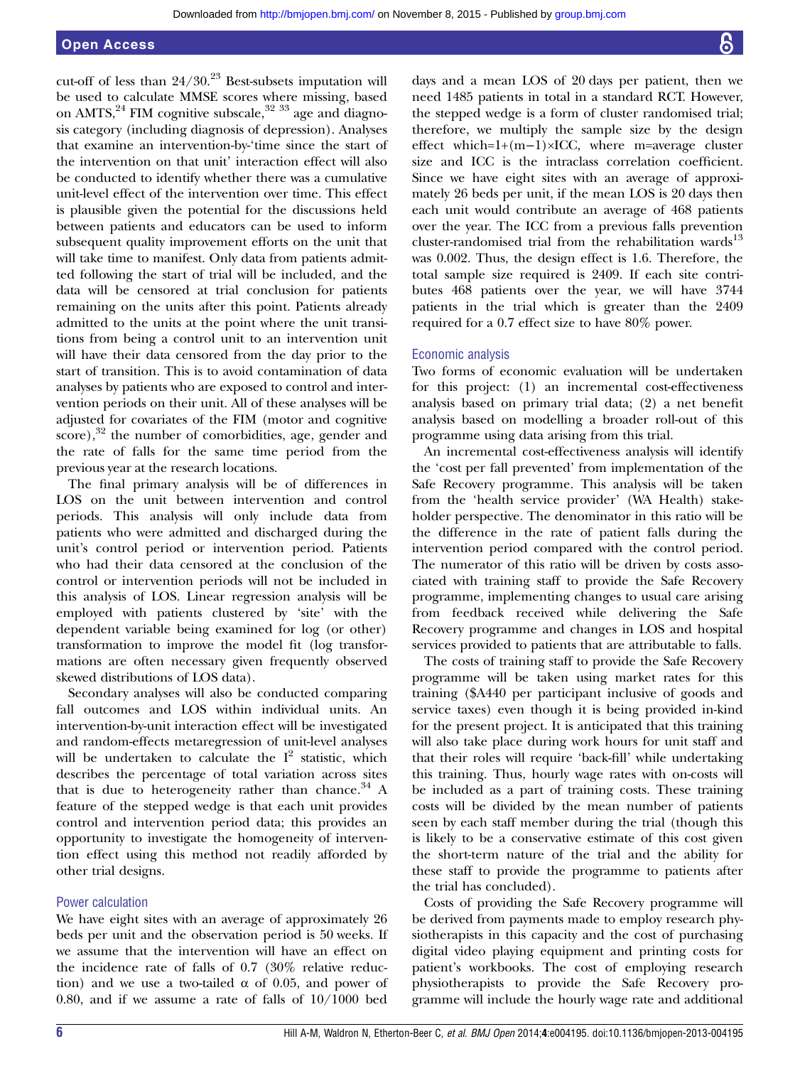cut-off of less than 24/30.[23] Best-subsets imputation will be used to calculate MMSE scores where missing, based on AMTS,[24] FIM cognitive subscale,[32 33] age and diagnosis category (including diagnosis of depression). Analyses that examine an intervention-by-'time since the start of the intervention on that unit' interaction effect will also be conducted to identify whether there was a cumulative unit-level effect of the intervention over time. This effect is plausible given the potential for the discussions held between patients and educators can be used to inform subsequent quality improvement efforts on the unit that will take time to manifest. Only data from patients admitted following the start of trial will be included, and the data will be censored at trial conclusion for patients remaining on the units after this point. Patients already admitted to the units at the point where the unit transitions from being a control unit to an intervention unit will have their data censored from the day prior to the start of transition. This is to avoid contamination of data analyses by patients who are exposed to control and intervention periods on their unit. All of these analyses will be adjusted for covariates of the FIM (motor and cognitive score),[32] the number of comorbidities, age, gender and the rate of falls for the same time period from the previous year at the research locations.

The final primary analysis will be of differences in LOS on the unit between intervention and control periods. This analysis will only include data from patients who were admitted and discharged during the unit's control period or intervention period. Patients who had their data censored at the conclusion of the control or intervention periods will not be included in this analysis of LOS. Linear regression analysis will be employed with patients clustered by 'site' with the dependent variable being examined for log (or other) transformation to improve the model fit (log transformations are often necessary given frequently observed skewed distributions of LOS data).

Secondary analyses will also be conducted comparing fall outcomes and LOS within individual units. An intervention-by-unit interaction effect will be investigated and random-effects metaregression of unit-level analyses will be undertaken to calculate the $I^2$ statistic, which describes the percentage of total variation across sites that is due to heterogeneity rather than chance.[34] A feature of the stepped wedge is that each unit provides control and intervention period data; this provides an opportunity to investigate the homogeneity of intervention effect using this method not readily afforded by other trial designs.

### Power calculation

We have eight sites with an average of approximately 26 beds per unit and the observation period is 50 weeks. If we assume that the intervention will have an effect on the incidence rate of falls of 0.7 (30% relative reduction) and we use a two-tailed α of 0.05, and power of 0.80, and if we assume a rate of falls of 10/1000 bed days and a mean LOS of 20 days per patient, then we need 1485 patients in total in a standard RCT. However, the stepped wedge is a form of cluster randomised trial; therefore, we multiply the sample size by the design effect which=1+(m−1)×ICC, where m=average cluster size and ICC is the intraclass correlation coefficient. Since we have eight sites with an average of approximately 26 beds per unit, if the mean LOS is 20 days then each unit would contribute an average of 468 patients over the year. The ICC from a previous falls prevention cluster-randomised trial from the rehabilitation wards[13] was 0.002. Thus, the design effect is 1.6. Therefore, the total sample size required is 2409. If each site contributes 468 patients over the year, we will have 3744 patients in the trial which is greater than the 2409 required for a 0.7 effect size to have 80% power.

### Economic analysis

Two forms of economic evaluation will be undertaken for this project: (1) an incremental cost-effectiveness analysis based on primary trial data; (2) a net benefit analysis based on modelling a broader roll-out of this programme using data arising from this trial.

An incremental cost-effectiveness analysis will identify the 'cost per fall prevented' from implementation of the Safe Recovery programme. This analysis will be taken from the 'health service provider' (WA Health) stakeholder perspective. The denominator in this ratio will be the difference in the rate of patient falls during the intervention period compared with the control period. The numerator of this ratio will be driven by costs associated with training staff to provide the Safe Recovery programme, implementing changes to usual care arising from feedback received while delivering the Safe Recovery programme and changes in LOS and hospital services provided to patients that are attributable to falls.

The costs of training staff to provide the Safe Recovery programme will be taken using market rates for this training ($A440 per participant inclusive of goods and service taxes) even though it is being provided in-kind for the present project. It is anticipated that this training will also take place during work hours for unit staff and that their roles will require 'back-fill' while undertaking this training. Thus, hourly wage rates with on-costs will be included as a part of training costs. These training costs will be divided by the mean number of patients seen by each staff member during the trial (though this is likely to be a conservative estimate of this cost given the short-term nature of the trial and the ability for these staff to provide the programme to patients after the trial has concluded).

Costs of providing the Safe Recovery programme will be derived from payments made to employ research physiotherapists in this capacity and the cost of purchasing digital video playing equipment and printing costs for patient's workbooks. The cost of employing research physiotherapists to provide the Safe Recovery programme will include the hourly wage rate and additional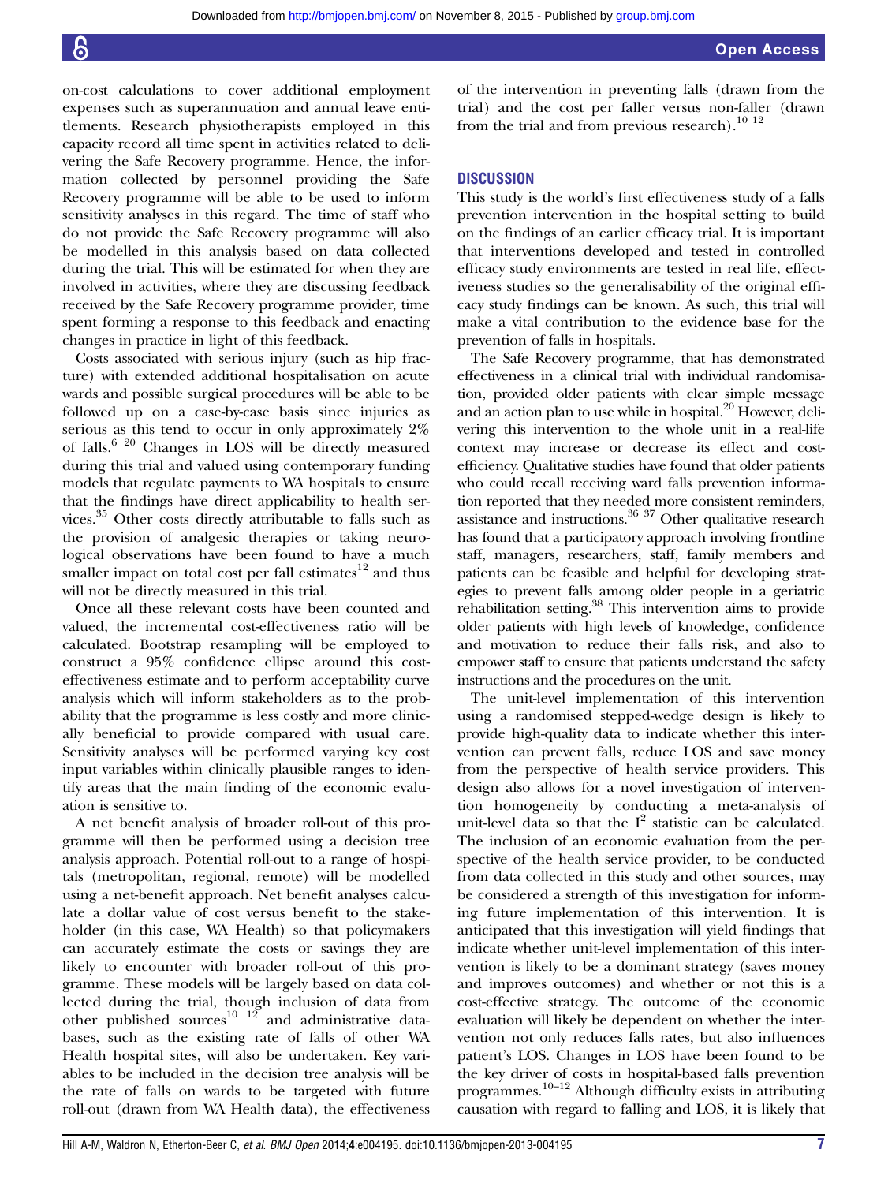on-cost calculations to cover additional employment expenses such as superannuation and annual leave entitlements. Research physiotherapists employed in this capacity record all time spent in activities related to delivering the Safe Recovery programme. Hence, the information collected by personnel providing the Safe Recovery programme will be able to be used to inform sensitivity analyses in this regard. The time of staff who do not provide the Safe Recovery programme will also be modelled in this analysis based on data collected during the trial. This will be estimated for when they are involved in activities, where they are discussing feedback received by the Safe Recovery programme provider, time spent forming a response to this feedback and enacting changes in practice in light of this feedback.

Costs associated with serious injury (such as hip fracture) with extended additional hospitalisation on acute wards and possible surgical procedures will be able to be followed up on a case-by-case basis since injuries as serious as this tend to occur in only approximately 2% of falls.[6 20] Changes in LOS will be directly measured during this trial and valued using contemporary funding models that regulate payments to WA hospitals to ensure that the findings have direct applicability to health services.[35] Other costs directly attributable to falls such as the provision of analgesic therapies or taking neurological observations have been found to have a much smaller impact on total cost per fall estimates[12] and thus will not be directly measured in this trial.

Once all these relevant costs have been counted and valued, the incremental cost-effectiveness ratio will be calculated. Bootstrap resampling will be employed to construct a 95% confidence ellipse around this cost-effectiveness estimate and to perform acceptability curve analysis which will inform stakeholders as to the probability that the programme is less costly and more clinically beneficial to provide compared with usual care. Sensitivity analyses will be performed varying key cost input variables within clinically plausible ranges to identify areas that the main finding of the economic evaluation is sensitive to.

A net benefit analysis of broader roll-out of this programme will then be performed using a decision tree analysis approach. Potential roll-out to a range of hospitals (metropolitan, regional, remote) will be modelled using a net-benefit approach. Net benefit analyses calculate a dollar value of cost versus benefit to the stakeholder (in this case, WA Health) so that policymakers can accurately estimate the costs or savings they are likely to encounter with broader roll-out of this programme. These models will be largely based on data collected during the trial, though inclusion of data from other published sources[10 12] and administrative databases, such as the existing rate of falls of other WA Health hospital sites, will also be undertaken. Key variables to be included in the decision tree analysis will be the rate of falls on wards to be targeted with future roll-out (drawn from WA Health data), the effectiveness of the intervention in preventing falls (drawn from the trial) and the cost per faller versus non-faller (drawn from the trial and from previous research).[10 12]

## DISCUSSION

This study is the world's first effectiveness study of a falls prevention intervention in the hospital setting to build on the findings of an earlier efficacy trial. It is important that interventions developed and tested in controlled efficacy study environments are tested in real life, effectiveness studies so the generalisability of the original efficacy study findings can be known. As such, this trial will make a vital contribution to the evidence base for the prevention of falls in hospitals.

The Safe Recovery programme, that has demonstrated effectiveness in a clinical trial with individual randomisation, provided older patients with clear simple message and an action plan to use while in hospital.[20] However, delivering this intervention to the whole unit in a real-life context may increase or decrease its effect and cost-efficiency. Qualitative studies have found that older patients who could recall receiving ward falls prevention information reported that they needed more consistent reminders, assistance and instructions.[36 37] Other qualitative research has found that a participatory approach involving frontline staff, managers, researchers, staff, family members and patients can be feasible and helpful for developing strategies to prevent falls among older people in a geriatric rehabilitation setting.[38] This intervention aims to provide older patients with high levels of knowledge, confidence and motivation to reduce their falls risk, and also to empower staff to ensure that patients understand the safety instructions and the procedures on the unit.

The unit-level implementation of this intervention using a randomised stepped-wedge design is likely to provide high-quality data to indicate whether this intervention can prevent falls, reduce LOS and save money from the perspective of health service providers. This design also allows for a novel investigation of intervention homogeneity by conducting a meta-analysis of unit-level data so that the $I^2$ statistic can be calculated. The inclusion of an economic evaluation from the perspective of the health service provider, to be conducted from data collected in this study and other sources, may be considered a strength of this investigation for informing future implementation of this intervention. It is anticipated that this investigation will yield findings that indicate whether unit-level implementation of this intervention is likely to be a dominant strategy (saves money and improves outcomes) and whether or not this is a cost-effective strategy. The outcome of the economic evaluation will likely be dependent on whether the intervention not only reduces falls rates, but also influences patient's LOS. Changes in LOS have been found to be the key driver of costs in hospital-based falls prevention programmes.[10–12] Although difficulty exists in attributing causation with regard to falling and LOS, it is likely that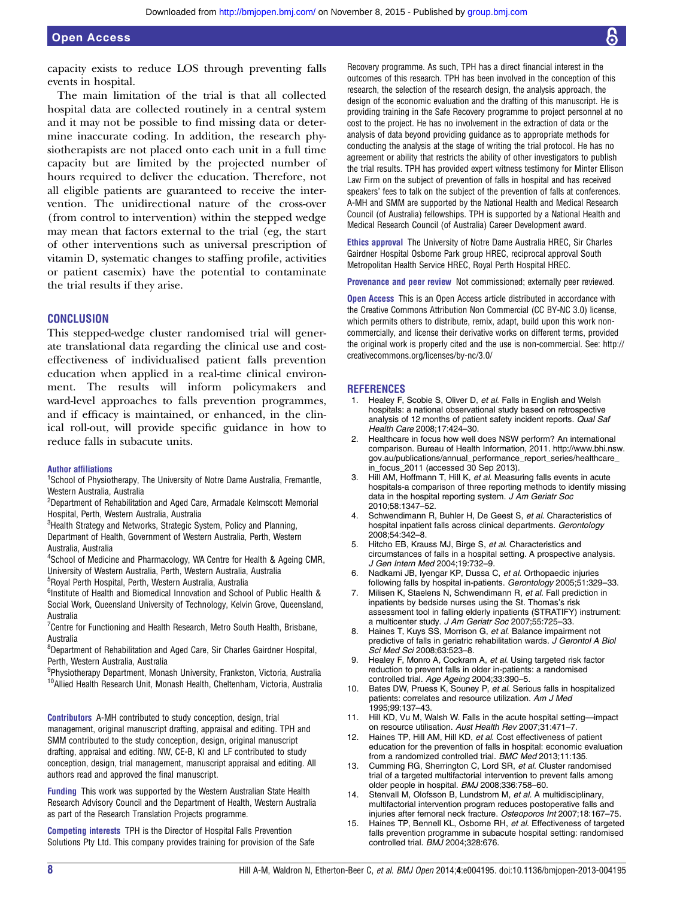capacity exists to reduce LOS through preventing falls events in hospital.

The main limitation of the trial is that all collected hospital data are collected routinely in a central system and it may not be possible to find missing data or determine inaccurate coding. In addition, the research physiotherapists are not placed onto each unit in a full time capacity but are limited by the projected number of hours required to deliver the education. Therefore, not all eligible patients are guaranteed to receive the intervention. The unidirectional nature of the cross-over (from control to intervention) within the stepped wedge may mean that factors external to the trial (eg, the start of other interventions such as universal prescription of vitamin D, systematic changes to staffing profile, activities or patient casemix) have the potential to contaminate the trial results if they arise.

## CONCLUSION

This stepped-wedge cluster randomised trial will generate translational data regarding the clinical use and cost-effectiveness of individualised patient falls prevention education when applied in a real-time clinical environment. The results will inform policymakers and ward-level approaches to falls prevention programmes, and if efficacy is maintained, or enhanced, in the clinical roll-out, will provide specific guidance in how to reduce falls in subacute units.

#### Author affiliations

[1]School of Physiotherapy, The University of Notre Dame Australia, Fremantle, Western Australia, Australia
[2]Department of Rehabilitation and Aged Care, Armadale Kelmscott Memorial Hospital, Perth, Western Australia, Australia
[3]Health Strategy and Networks, Strategic System, Policy and Planning, Department of Health, Government of Western Australia, Perth, Western Australia, Australia
[4]School of Medicine and Pharmacology, WA Centre for Health & Ageing CMR, University of Western Australia, Perth, Western Australia, Australia
[5]Royal Perth Hospital, Perth, Western Australia, Australia
[6]Institute of Health and Biomedical Innovation and School of Public Health & Social Work, Queensland University of Technology, Kelvin Grove, Queensland, Australia
[7]Centre for Functioning and Health Research, Metro South Health, Brisbane, Australia
[8]Department of Rehabilitation and Aged Care, Sir Charles Gairdner Hospital, Perth, Western Australia, Australia
[9]Physiotherapy Department, Monash University, Frankston, Victoria, Australia
[10]Allied Health Research Unit, Monash Health, Cheltenham, Victoria, Australia

**Contributors** A-MH contributed to study conception, design, trial management, original manuscript drafting, appraisal and editing. TPH and SMM contributed to the study conception, design, original manuscript drafting, appraisal and editing. NW, CE-B, KI and LF contributed to study conception, design, trial management, manuscript appraisal and editing. All authors read and approved the final manuscript.

**Funding** This work was supported by the Western Australian State Health Research Advisory Council and the Department of Health, Western Australia as part of the Research Translation Projects programme.

**Competing interests** TPH is the Director of Hospital Falls Prevention Solutions Pty Ltd. This company provides training for provision of the Safe Recovery programme. As such, TPH has a direct financial interest in the outcomes of this research. TPH has been involved in the conception of this research, the selection of the research design, the analysis approach, the design of the economic evaluation and the drafting of this manuscript. He is providing training in the Safe Recovery programme to project personnel at no cost to the project. He has no involvement in the extraction of data or the analysis of data beyond providing guidance as to appropriate methods for conducting the analysis at the stage of writing the trial protocol. He has no agreement or ability that restricts the ability of other investigators to publish the trial results. TPH has provided expert witness testimony for Minter Ellison Law Firm on the subject of prevention of falls in hospital and has received speakers' fees to talk on the subject of the prevention of falls at conferences. A-MH and SMM are supported by the National Health and Medical Research Council (of Australia) fellowships. TPH is supported by a National Health and Medical Research Council (of Australia) Career Development award.

**Ethics approval** The University of Notre Dame Australia HREC, Sir Charles Gairdner Hospital Osborne Park group HREC, reciprocal approval South Metropolitan Health Service HREC, Royal Perth Hospital HREC.

**Provenance and peer review** Not commissioned; externally peer reviewed.

**Open Access** This is an Open Access article distributed in accordance with the Creative Commons Attribution Non Commercial (CC BY-NC 3.0) license, which permits others to distribute, remix, adapt, build upon this work non-commercially, and license their derivative works on different terms, provided the original work is properly cited and the use is non-commercial. See: http://creativecommons.org/licenses/by-nc/3.0/

## REFERENCES

1. Healey F, Scobie S, Oliver D, *et al*. Falls in English and Welsh hospitals: a national observational study based on retrospective analysis of 12 months of patient safety incident reports. *Qual Saf Health Care* 2008;17:424–30.
2. Healthcare in focus how well does NSW perform? An international comparison. Bureau of Health Information, 2011. http://www.bhi.nsw.gov.au/publications/annual_performance_report_series/healthcare_in_focus_2011 (accessed 30 Sep 2013).
3. Hill AM, Hoffmann T, Hill K, *et al*. Measuring falls events in acute hospitals-a comparison of three reporting methods to identify missing data in the hospital reporting system. *J Am Geriatr Soc* 2010;58:1347–52.
4. Schwendimann R, Buhler H, De Geest S, *et al*. Characteristics of hospital inpatient falls across clinical departments. *Gerontology* 2008;54:342–8.
5. Hitcho EB, Krauss MJ, Birge S, *et al*. Characteristics and circumstances of falls in a hospital setting. A prospective analysis. *J Gen Intern Med* 2004;19:732–9.
6. Nadkarni JB, Iyengar KP, Dussa C, *et al*. Orthopaedic injuries following falls by hospital in-patients. *Gerontology* 2005;51:329–33.
7. Milisen K, Staelens N, Schwendimann R, *et al*. Fall prediction in inpatients by bedside nurses using the St. Thomas's risk assessment tool in falling elderly inpatients (STRATIFY) instrument: a multicenter study. *J Am Geriatr Soc* 2007;55:725–33.
8. Haines T, Kuys SS, Morrison G, *et al*. Balance impairment not predictive of falls in geriatric rehabilitation wards. *J Gerontol A Biol Sci Med Sci* 2008;63:523–8.
9. Healey F, Monro A, Cockram A, *et al*. Using targeted risk factor reduction to prevent falls in older in-patients: a randomised controlled trial. *Age Ageing* 2004;33:390–5.
10. Bates DW, Pruess K, Souney P, *et al*. Serious falls in hospitalized patients: correlates and resource utilization. *Am J Med* 1995;99:137–43.
11. Hill KD, Vu M, Walsh W. Falls in the acute hospital setting—impact on resource utilisation. *Aust Health Rev* 2007;31:471–7.
12. Haines TP, Hill AM, Hill KD, *et al*. Cost effectiveness of patient education for the prevention of falls in hospital: economic evaluation from a randomized controlled trial. *BMC Med* 2013;11:135.
13. Cumming RG, Sherrington C, Lord SR, *et al*. Cluster randomised trial of a targeted multifactorial intervention to prevent falls among older people in hospital. *BMJ* 2008;336:758–60.
14. Stenvall M, Olofsson B, Lundstrom M, *et al*. A multidisciplinary, multifactorial intervention program reduces postoperative falls and injuries after femoral neck fracture. *Osteoporos Int* 2007;18:167–75.
15. Haines TP, Bennell KL, Osborne RH, *et al*. Effectiveness of targeted falls prevention programme in subacute hospital setting: randomised controlled trial. *BMJ* 2004;328:676.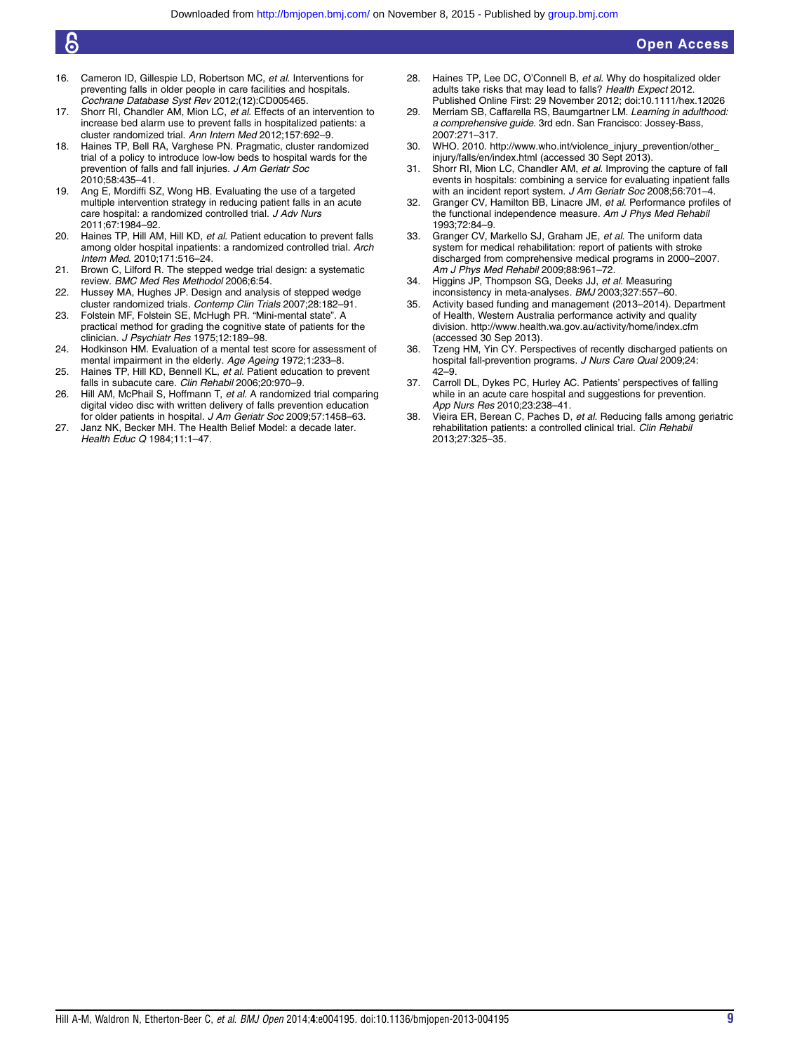16. Cameron ID, Gillespie LD, Robertson MC, *et al*. Interventions for preventing falls in older people in care facilities and hospitals. *Cochrane Database Syst Rev* 2012;(12):CD005465.
17. Shorr RI, Chandler AM, Mion LC, *et al*. Effects of an intervention to increase bed alarm use to prevent falls in hospitalized patients: a cluster randomized trial. *Ann Intern Med* 2012;157:692–9.
18. Haines TP, Bell RA, Varghese PN. Pragmatic, cluster randomized trial of a policy to introduce low-low beds to hospital wards for the prevention of falls and fall injuries. *J Am Geriatr Soc* 2010;58:435–41.
19. Ang E, Mordiffi SZ, Wong HB. Evaluating the use of a targeted multiple intervention strategy in reducing patient falls in an acute care hospital: a randomized controlled trial. *J Adv Nurs* 2011;67:1984–92.
20. Haines TP, Hill AM, Hill KD, *et al*. Patient education to prevent falls among older hospital inpatients: a randomized controlled trial. *Arch Intern Med*. 2010;171:516–24.
21. Brown C, Lilford R. The stepped wedge trial design: a systematic review. *BMC Med Res Methodol* 2006;6:54.
22. Hussey MA, Hughes JP. Design and analysis of stepped wedge cluster randomized trials. *Contemp Clin Trials* 2007;28:182–91.
23. Folstein MF, Folstein SE, McHugh PR. "Mini-mental state". A practical method for grading the cognitive state of patients for the clinician. *J Psychiatr Res* 1975;12:189–98.
24. Hodkinson HM. Evaluation of a mental test score for assessment of mental impairment in the elderly. *Age Ageing* 1972;1:233–8.
25. Haines TP, Hill KD, Bennell KL, *et al*. Patient education to prevent falls in subacute care. *Clin Rehabil* 2006;20:970–9.
26. Hill AM, McPhail S, Hoffmann T, *et al*. A randomized trial comparing digital video disc with written delivery of falls prevention education for older patients in hospital. *J Am Geriatr Soc* 2009;57:1458–63.
27. Janz NK, Becker MH. The Health Belief Model: a decade later. *Health Educ Q* 1984;11:1–47.
28. Haines TP, Lee DC, O'Connell B, *et al*. Why do hospitalized older adults take risks that may lead to falls? *Health Expect* 2012. Published Online First: 29 November 2012; doi:10.1111/hex.12026
29. Merriam SB, Caffarella RS, Baumgartner LM. *Learning in adulthood: a comprehensive guide*. 3rd edn. San Francisco: Jossey-Bass, 2007:271–317.
30. WHO. 2010. http://www.who.int/violence_injury_prevention/other_injury/falls/en/index.html (accessed 30 Sept 2013).
31. Shorr RI, Mion LC, Chandler AM, *et al*. Improving the capture of fall events in hospitals: combining a service for evaluating inpatient falls with an incident report system. *J Am Geriatr Soc* 2008;56:701–4.
32. Granger CV, Hamilton BB, Linacre JM, *et al*. Performance profiles of the functional independence measure. *Am J Phys Med Rehabil* 1993;72:84–9.
33. Granger CV, Markello SJ, Graham JE, *et al*. The uniform data system for medical rehabilitation: report of patients with stroke discharged from comprehensive medical programs in 2000–2007. *Am J Phys Med Rehabil* 2009;88:961–72.
34. Higgins JP, Thompson SG, Deeks JJ, *et al*. Measuring inconsistency in meta-analyses. *BMJ* 2003;327:557–60.
35. Activity based funding and management (2013–2014). Department of Health, Western Australia performance activity and quality division. http://www.health.wa.gov.au/activity/home/index.cfm (accessed 30 Sep 2013).
36. Tzeng HM, Yin CY. Perspectives of recently discharged patients on hospital fall-prevention programs. *J Nurs Care Qual* 2009;24:42–9.
37. Carroll DL, Dykes PC, Hurley AC. Patients' perspectives of falling while in an acute care hospital and suggestions for prevention. *App Nurs Res* 2010;23:238–41.
38. Vieira ER, Berean C, Paches D, *et al*. Reducing falls among geriatric rehabilitation patients: a controlled clinical trial. *Clin Rehabil* 2013;27:325–35.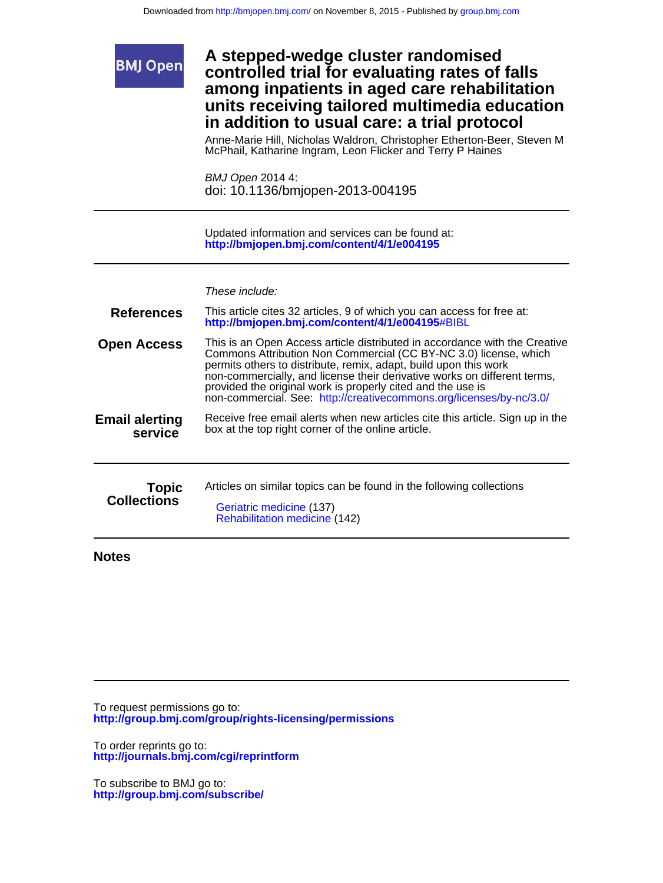Downloaded from http://bmjopen.bmj.com/ on November 8, 2015 - Published by group.bmj.com

BMJ Open

# A stepped-wedge cluster randomised controlled trial for evaluating rates of falls among inpatients in aged care rehabilitation units receiving tailored multimedia education in addition to usual care: a trial protocol

Anne-Marie Hill, Nicholas Waldron, Christopher Etherton-Beer, Steven M McPhail, Katharine Ingram, Leon Flicker and Terry P Haines

*BMJ Open* 2014 4:
doi: 10.1136/bmjopen-2013-004195

Updated information and services can be found at:
**http://bmjopen.bmj.com/content/4/1/e004195**

*These include:*

**References**

This article cites 32 articles, 9 of which you can access for free at:
**http://bmjopen.bmj.com/content/4/1/e004195**#BIBL

**Open Access**

This is an Open Access article distributed in accordance with the Creative Commons Attribution Non Commercial (CC BY-NC 3.0) license, which permits others to distribute, remix, adapt, build upon this work non-commercially, and license their derivative works on different terms, provided the original work is properly cited and the use is non-commercial. See: http://creativecommons.org/licenses/by-nc/3.0/

**Email alerting service**

Receive free email alerts when new articles cite this article. Sign up in the box at the top right corner of the online article.

**Topic Collections**

Articles on similar topics can be found in the following collections

Geriatric medicine (137)
Rehabilitation medicine (142)

## Notes

To request permissions go to:
**http://group.bmj.com/group/rights-licensing/permissions**

To order reprints go to:
**http://journals.bmj.com/cgi/reprintform**

To subscribe to BMJ go to:
**http://group.bmj.com/subscribe/**